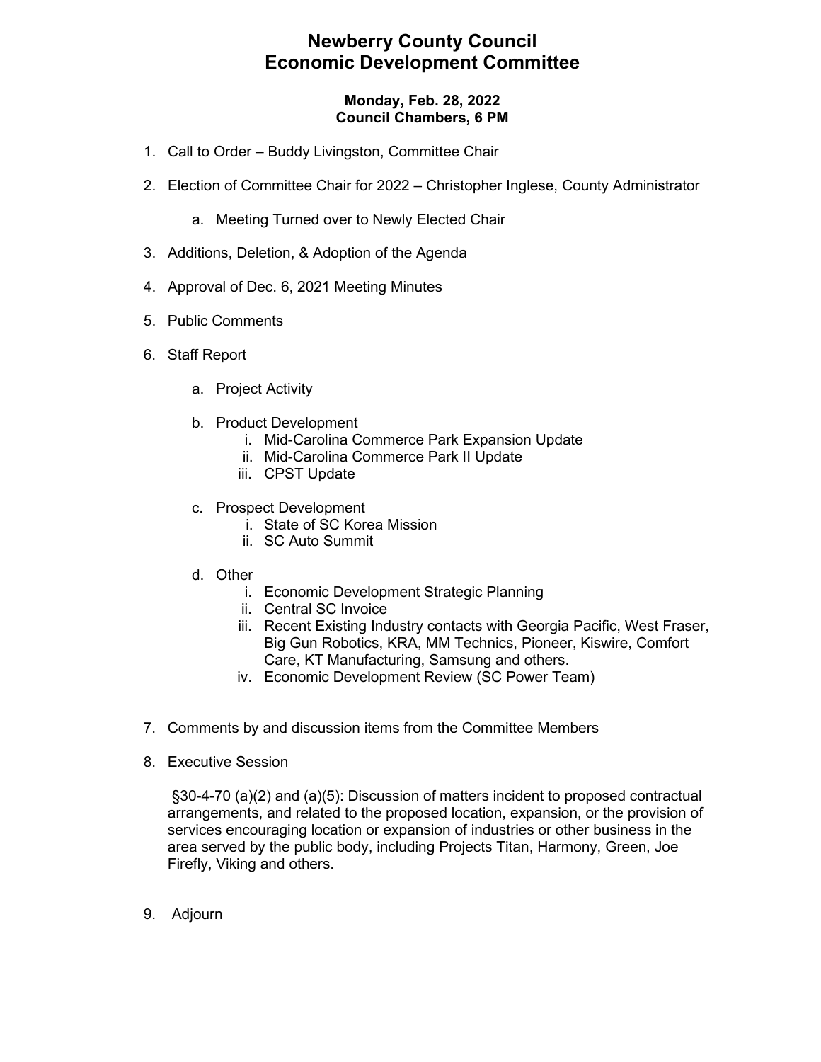# Newberry County Council
# Economic Development Committee

**Monday, Feb. 28, 2022**
**Council Chambers, 6 PM**

1. Call to Order – Buddy Livingston, Committee Chair
2. Election of Committee Chair for 2022 – Christopher Inglese, County Administrator
    a. Meeting Turned over to Newly Elected Chair
3. Additions, Deletion, & Adoption of the Agenda
4. Approval of Dec. 6, 2021 Meeting Minutes
5. Public Comments
6. Staff Report
    a. Project Activity
    b. Product Development
        i. Mid-Carolina Commerce Park Expansion Update
        ii. Mid-Carolina Commerce Park II Update
        iii. CPST Update
    c. Prospect Development
        i. State of SC Korea Mission
        ii. SC Auto Summit
    d. Other
        i. Economic Development Strategic Planning
        ii. Central SC Invoice
        iii. Recent Existing Industry contacts with Georgia Pacific, West Fraser, Big Gun Robotics, KRA, MM Technics, Pioneer, Kiswire, Comfort Care, KT Manufacturing, Samsung and others.
        iv. Economic Development Review (SC Power Team)
7. Comments by and discussion items from the Committee Members
8. Executive Session

    §30-4-70 (a)(2) and (a)(5): Discussion of matters incident to proposed contractual arrangements, and related to the proposed location, expansion, or the provision of services encouraging location or expansion of industries or other business in the area served by the public body, including Projects Titan, Harmony, Green, Joe Firefly, Viking and others.

9. Adjourn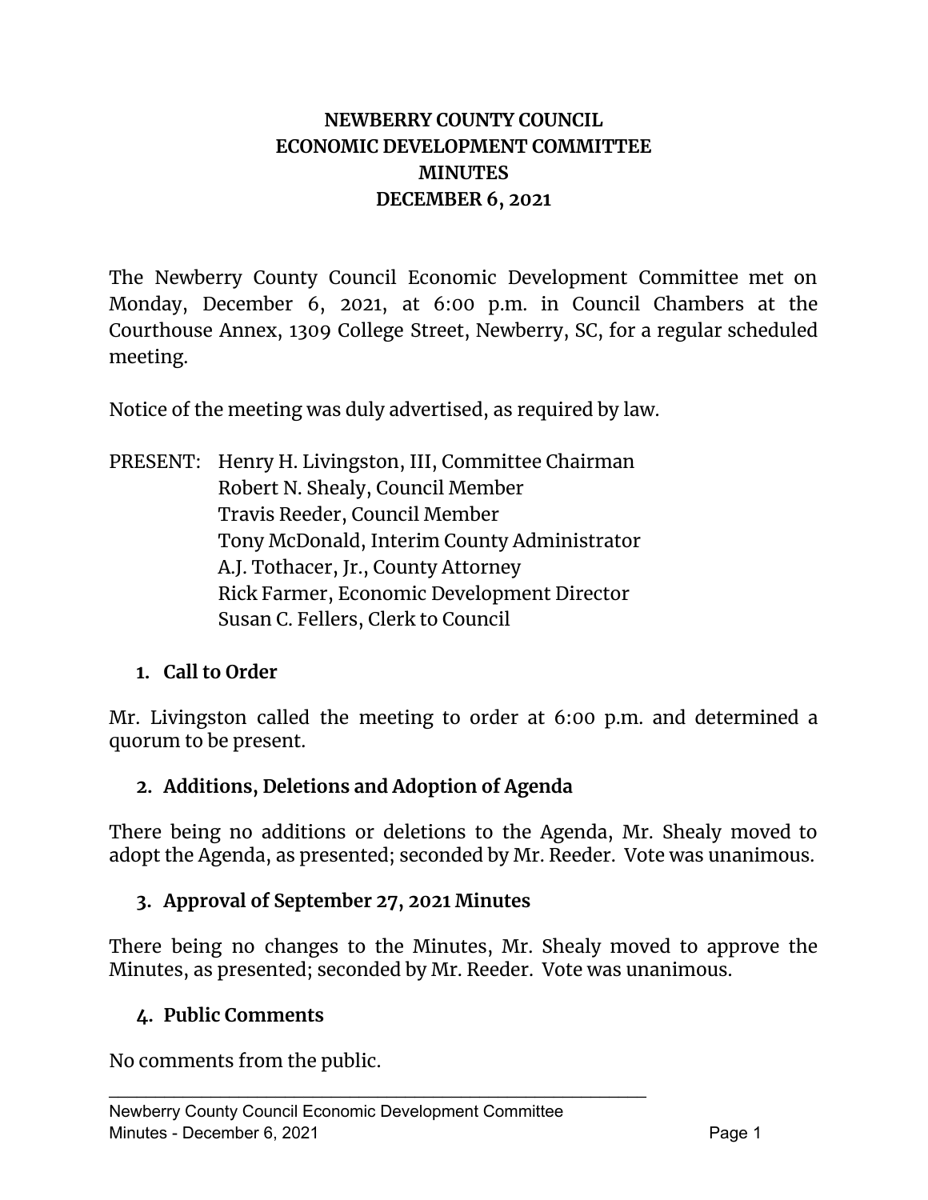**NEWBERRY COUNTY COUNCIL**
**ECONOMIC DEVELOPMENT COMMITTEE**
**MINUTES**
**DECEMBER 6, 2021**

The Newberry County Council Economic Development Committee met on Monday, December 6, 2021, at 6:00 p.m. in Council Chambers at the Courthouse Annex, 1309 College Street, Newberry, SC, for a regular scheduled meeting.

Notice of the meeting was duly advertised, as required by law.

PRESENT: Henry H. Livingston, III, Committee Chairman
Robert N. Shealy, Council Member
Travis Reeder, Council Member
Tony McDonald, Interim County Administrator
A.J. Tothacer, Jr., County Attorney
Rick Farmer, Economic Development Director
Susan C. Fellers, Clerk to Council

1. **Call to Order**

Mr. Livingston called the meeting to order at 6:00 p.m. and determined a quorum to be present.

2. **Additions, Deletions and Adoption of Agenda**

There being no additions or deletions to the Agenda, Mr. Shealy moved to adopt the Agenda, as presented; seconded by Mr. Reeder. Vote was unanimous.

3. **Approval of September 27, 2021 Minutes**

There being no changes to the Minutes, Mr. Shealy moved to approve the Minutes, as presented; seconded by Mr. Reeder. Vote was unanimous.

4. **Public Comments**

No comments from the public.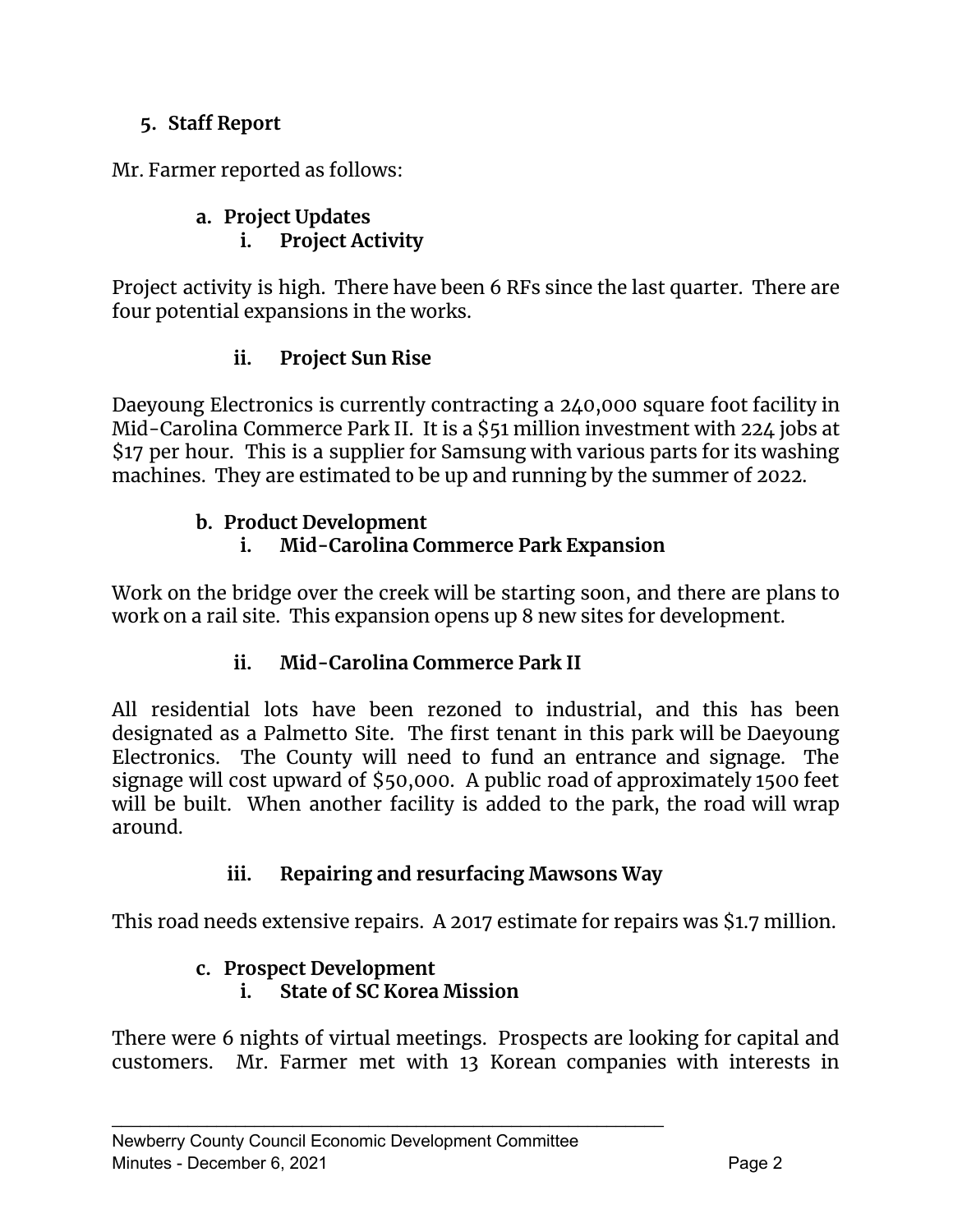## 5. Staff Report

Mr. Farmer reported as follows:

### a. Project Updates

#### i. Project Activity

Project activity is high. There have been 6 RFs since the last quarter. There are four potential expansions in the works.

#### ii. Project Sun Rise

Daeyoung Electronics is currently contracting a 240,000 square foot facility in Mid-Carolina Commerce Park II. It is a $51 million investment with 224 jobs at $17 per hour. This is a supplier for Samsung with various parts for its washing machines. They are estimated to be up and running by the summer of 2022.

### b. Product Development

#### i. Mid-Carolina Commerce Park Expansion

Work on the bridge over the creek will be starting soon, and there are plans to work on a rail site. This expansion opens up 8 new sites for development.

#### ii. Mid-Carolina Commerce Park II

All residential lots have been rezoned to industrial, and this has been designated as a Palmetto Site. The first tenant in this park will be Daeyoung Electronics. The County will need to fund an entrance and signage. The signage will cost upward of $50,000. A public road of approximately 1500 feet will be built. When another facility is added to the park, the road will wrap around.

#### iii. Repairing and resurfacing Mawsons Way

This road needs extensive repairs. A 2017 estimate for repairs was $1.7 million.

### c. Prospect Development

#### i. State of SC Korea Mission

There were 6 nights of virtual meetings. Prospects are looking for capital and customers. Mr. Farmer met with 13 Korean companies with interests in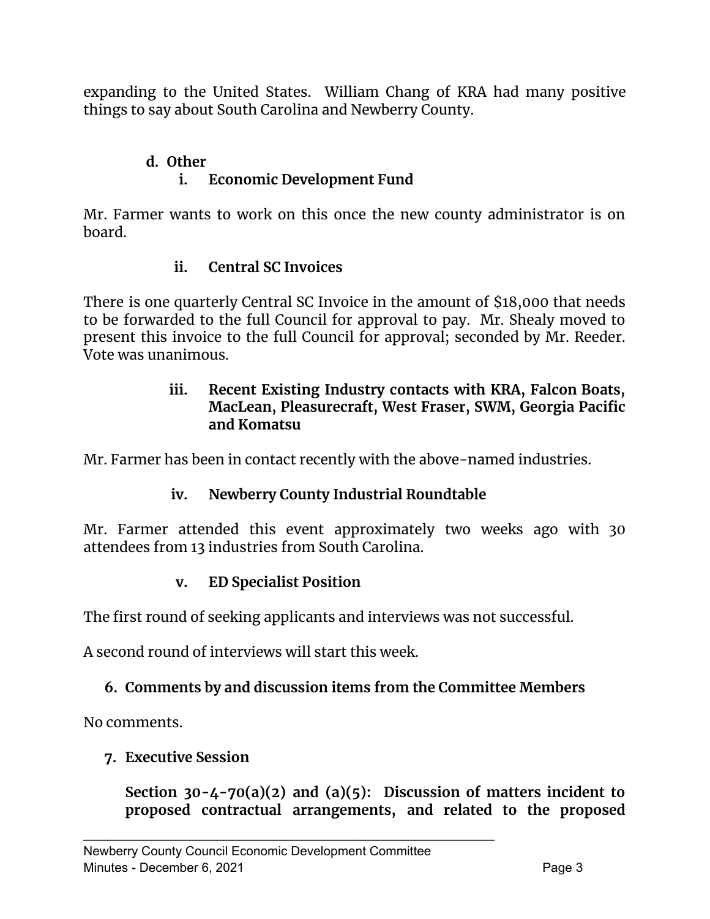expanding to the United States. William Chang of KRA had many positive things to say about South Carolina and Newberry County.

**d. Other**

**i. Economic Development Fund**

Mr. Farmer wants to work on this once the new county administrator is on board.

**ii. Central SC Invoices**

There is one quarterly Central SC Invoice in the amount of $18,000 that needs to be forwarded to the full Council for approval to pay. Mr. Shealy moved to present this invoice to the full Council for approval; seconded by Mr. Reeder. Vote was unanimous.

**iii. Recent Existing Industry contacts with KRA, Falcon Boats, MacLean, Pleasurecraft, West Fraser, SWM, Georgia Pacific and Komatsu**

Mr. Farmer has been in contact recently with the above-named industries.

**iv. Newberry County Industrial Roundtable**

Mr. Farmer attended this event approximately two weeks ago with 30 attendees from 13 industries from South Carolina.

**v. ED Specialist Position**

The first round of seeking applicants and interviews was not successful.

A second round of interviews will start this week.

**6. Comments by and discussion items from the Committee Members**

No comments.

**7. Executive Session**

**Section 30-4-70(a)(2) and (a)(5): Discussion of matters incident to proposed contractual arrangements, and related to the proposed**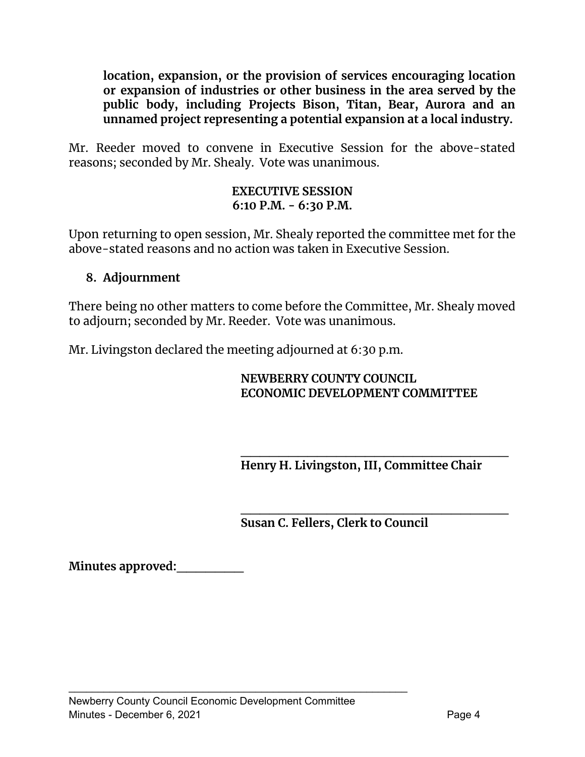**location, expansion, or the provision of services encouraging location or expansion of industries or other business in the area served by the public body, including Projects Bison, Titan, Bear, Aurora and an unnamed project representing a potential expansion at a local industry.**

Mr. Reeder moved to convene in Executive Session for the above-stated reasons; seconded by Mr. Shealy. Vote was unanimous.

**EXECUTIVE SESSION**
**6:10 P.M. - 6:30 P.M.**

Upon returning to open session, Mr. Shealy reported the committee met for the above-stated reasons and no action was taken in Executive Session.

**8. Adjournment**

There being no other matters to come before the Committee, Mr. Shealy moved to adjourn; seconded by Mr. Reeder. Vote was unanimous.

Mr. Livingston declared the meeting adjourned at 6:30 p.m.

**NEWBERRY COUNTY COUNCIL**
**ECONOMIC DEVELOPMENT COMMITTEE**

______________________________________
**Henry H. Livingston, III, Committee Chair**

______________________________________
**Susan C. Fellers, Clerk to Council**

**Minutes approved:__________**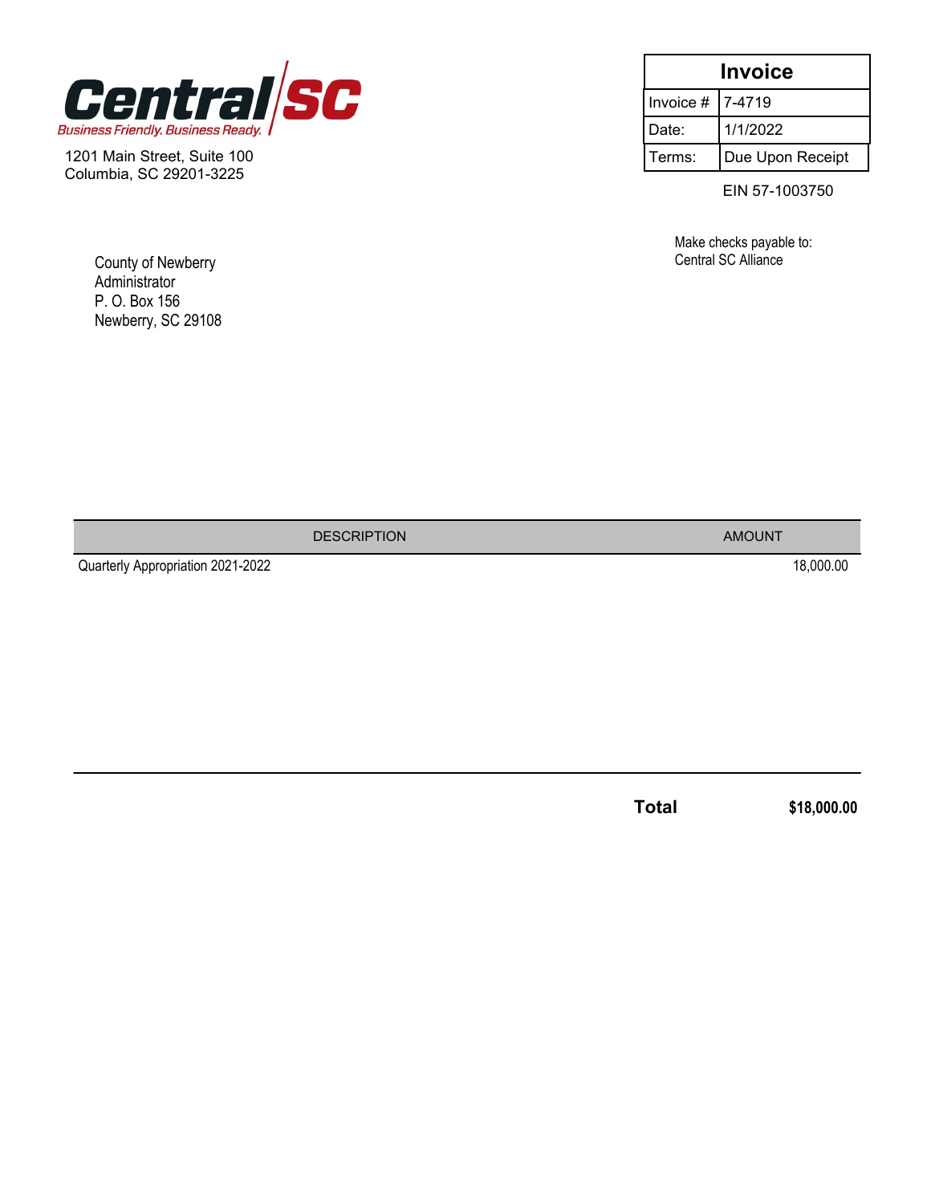# Central SC

*Business Friendly. Business Ready.*

1201 Main Street, Suite 100
Columbia, SC 29201-3225

| Invoice | |
|---|---|
| Invoice # | 7-4719 |
| Date: | 1/1/2022 |
| Terms: | Due Upon Receipt |

EIN 57-1003750

Make checks payable to:
Central SC Alliance

County of Newberry
Administrator
P. O. Box 156
Newberry, SC 29108

| DESCRIPTION | AMOUNT |
|---|---|
| Quarterly Appropriation 2021-2022 | 18,000.00 |

**Total** **$18,000.00**